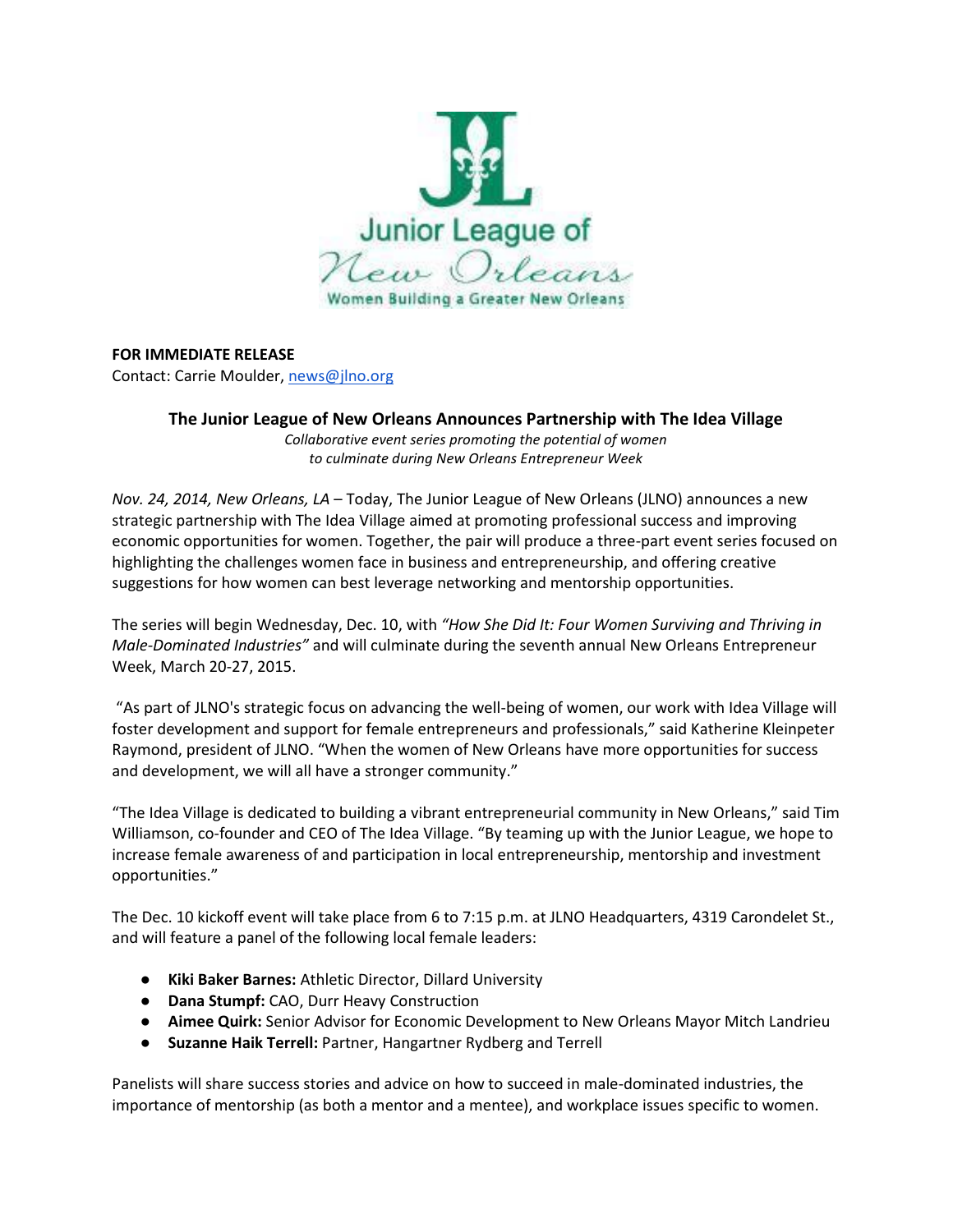**FOR IMMEDIATE RELEASE**
Contact: Carrie Moulder, news@jlno.org

## The Junior League of New Orleans Announces Partnership with The Idea Village

*Collaborative event series promoting the potential of women to culminate during New Orleans Entrepreneur Week*

*Nov. 24, 2014, New Orleans, LA* – Today, The Junior League of New Orleans (JLNO) announces a new strategic partnership with The Idea Village aimed at promoting professional success and improving economic opportunities for women. Together, the pair will produce a three-part event series focused on highlighting the challenges women face in business and entrepreneurship, and offering creative suggestions for how women can best leverage networking and mentorship opportunities.

The series will begin Wednesday, Dec. 10, with *"How She Did It: Four Women Surviving and Thriving in Male-Dominated Industries"* and will culminate during the seventh annual New Orleans Entrepreneur Week, March 20-27, 2015.

"As part of JLNO's strategic focus on advancing the well-being of women, our work with Idea Village will foster development and support for female entrepreneurs and professionals," said Katherine Kleinpeter Raymond, president of JLNO. "When the women of New Orleans have more opportunities for success and development, we will all have a stronger community."

"The Idea Village is dedicated to building a vibrant entrepreneurial community in New Orleans," said Tim Williamson, co-founder and CEO of The Idea Village. "By teaming up with the Junior League, we hope to increase female awareness of and participation in local entrepreneurship, mentorship and investment opportunities."

The Dec. 10 kickoff event will take place from 6 to 7:15 p.m. at JLNO Headquarters, 4319 Carondelet St., and will feature a panel of the following local female leaders:

- **Kiki Baker Barnes:** Athletic Director, Dillard University
- **Dana Stumpf:** CAO, Durr Heavy Construction
- **Aimee Quirk:** Senior Advisor for Economic Development to New Orleans Mayor Mitch Landrieu
- **Suzanne Haik Terrell:** Partner, Hangartner Rydberg and Terrell

Panelists will share success stories and advice on how to succeed in male-dominated industries, the importance of mentorship (as both a mentor and a mentee), and workplace issues specific to women.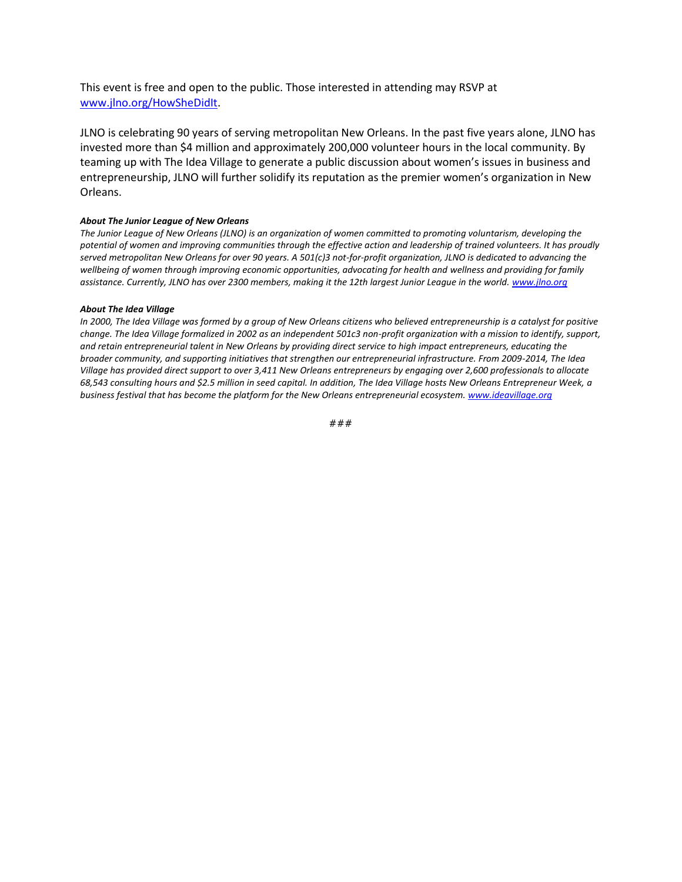This event is free and open to the public. Those interested in attending may RSVP at [www.jlno.org/HowSheDidIt](http://www.jlno.org/HowSheDidIt).

JLNO is celebrating 90 years of serving metropolitan New Orleans. In the past five years alone, JLNO has invested more than $4 million and approximately 200,000 volunteer hours in the local community. By teaming up with The Idea Village to generate a public discussion about women's issues in business and entrepreneurship, JLNO will further solidify its reputation as the premier women's organization in New Orleans.

***About The Junior League of New Orleans***

*The Junior League of New Orleans (JLNO) is an organization of women committed to promoting voluntarism, developing the potential of women and improving communities through the effective action and leadership of trained volunteers. It has proudly served metropolitan New Orleans for over 90 years. A 501(c)3 not-for-profit organization, JLNO is dedicated to advancing the wellbeing of women through improving economic opportunities, advocating for health and wellness and providing for family assistance. Currently, JLNO has over 2300 members, making it the 12th largest Junior League in the world.* [*www.jlno.org*](http://www.jlno.org)

***About The Idea Village***

*In 2000, The Idea Village was formed by a group of New Orleans citizens who believed entrepreneurship is a catalyst for positive change. The Idea Village formalized in 2002 as an independent 501c3 non-profit organization with a mission to identify, support, and retain entrepreneurial talent in New Orleans by providing direct service to high impact entrepreneurs, educating the broader community, and supporting initiatives that strengthen our entrepreneurial infrastructure. From 2009-2014, The Idea Village has provided direct support to over 3,411 New Orleans entrepreneurs by engaging over 2,600 professionals to allocate 68,543 consulting hours and $2.5 million in seed capital. In addition, The Idea Village hosts New Orleans Entrepreneur Week, a business festival that has become the platform for the New Orleans entrepreneurial ecosystem.* [*www.ideavillage.org*](http://www.ideavillage.org)

###